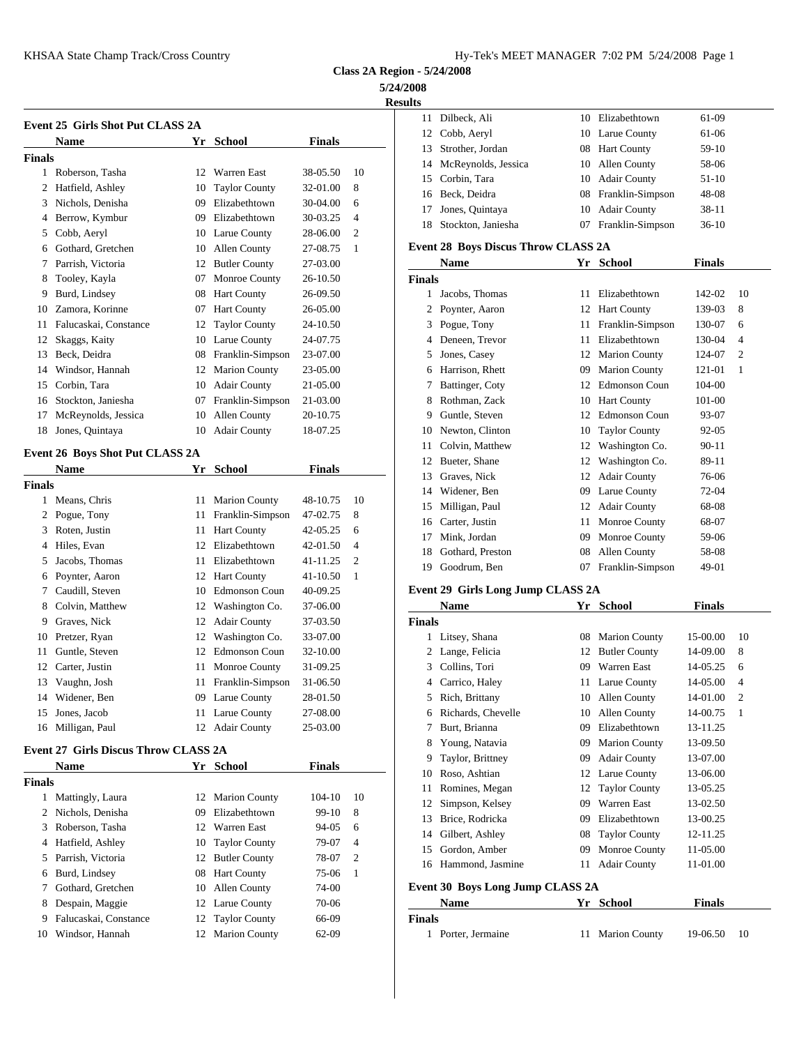**Class 2A Region - 5/24/2008**

**5/24/2008**

**Results**

### Event 25 Girls Shot Put CLASS 2A

| | Name | Yr | School | Finals | |
|---|---|---|---|---|---|
| **Finals** | | | | | |
| 1 | Roberson, Tasha | 12 | Warren East | 38-05.50 | 10 |
| 2 | Hatfield, Ashley | 10 | Taylor County | 32-01.00 | 8 |
| 3 | Nichols, Denisha | 09 | Elizabethtown | 30-04.00 | 6 |
| 4 | Berrow, Kymbur | 09 | Elizabethtown | 30-03.25 | 4 |
| 5 | Cobb, Aeryl | 10 | Larue County | 28-06.00 | 2 |
| 6 | Gothard, Gretchen | 10 | Allen County | 27-08.75 | 1 |
| 7 | Parrish, Victoria | 12 | Butler County | 27-03.00 | |
| 8 | Tooley, Kayla | 07 | Monroe County | 26-10.50 | |
| 9 | Burd, Lindsey | 08 | Hart County | 26-09.50 | |
| 10 | Zamora, Korinne | 07 | Hart County | 26-05.00 | |
| 11 | Falucaskai, Constance | 12 | Taylor County | 24-10.50 | |
| 12 | Skaggs, Kaity | 10 | Larue County | 24-07.75 | |
| 13 | Beck, Deidra | 08 | Franklin-Simpson | 23-07.00 | |
| 14 | Windsor, Hannah | 12 | Marion County | 23-05.00 | |
| 15 | Corbin, Tara | 10 | Adair County | 21-05.00 | |
| 16 | Stockton, Janiesha | 07 | Franklin-Simpson | 21-03.00 | |
| 17 | McReynolds, Jessica | 10 | Allen County | 20-10.75 | |
| 18 | Jones, Quintaya | 10 | Adair County | 18-07.25 | |

### Event 26 Boys Shot Put CLASS 2A

| | Name | Yr | School | Finals | |
|---|---|---|---|---|---|
| **Finals** | | | | | |
| 1 | Means, Chris | 11 | Marion County | 48-10.75 | 10 |
| 2 | Pogue, Tony | 11 | Franklin-Simpson | 47-02.75 | 8 |
| 3 | Roten, Justin | 11 | Hart County | 42-05.25 | 6 |
| 4 | Hiles, Evan | 12 | Elizabethtown | 42-01.50 | 4 |
| 5 | Jacobs, Thomas | 11 | Elizabethtown | 41-11.25 | 2 |
| 6 | Poynter, Aaron | 12 | Hart County | 41-10.50 | 1 |
| 7 | Caudill, Steven | 10 | Edmonson Coun | 40-09.25 | |
| 8 | Colvin, Matthew | 12 | Washington Co. | 37-06.00 | |
| 9 | Graves, Nick | 12 | Adair County | 37-03.50 | |
| 10 | Pretzer, Ryan | 12 | Washington Co. | 33-07.00 | |
| 11 | Guntle, Steven | 12 | Edmonson Coun | 32-10.00 | |
| 12 | Carter, Justin | 11 | Monroe County | 31-09.25 | |
| 13 | Vaughn, Josh | 11 | Franklin-Simpson | 31-06.50 | |
| 14 | Widener, Ben | 09 | Larue County | 28-01.50 | |
| 15 | Jones, Jacob | 11 | Larue County | 27-08.00 | |
| 16 | Milligan, Paul | 12 | Adair County | 25-03.00 | |

### Event 27 Girls Discus Throw CLASS 2A

| | Name | Yr | School | Finals | |
|---|---|---|---|---|---|
| **Finals** | | | | | |
| 1 | Mattingly, Laura | 12 | Marion County | 104-10 | 10 |
| 2 | Nichols, Denisha | 09 | Elizabethtown | 99-10 | 8 |
| 3 | Roberson, Tasha | 12 | Warren East | 94-05 | 6 |
| 4 | Hatfield, Ashley | 10 | Taylor County | 79-07 | 4 |
| 5 | Parrish, Victoria | 12 | Butler County | 78-07 | 2 |
| 6 | Burd, Lindsey | 08 | Hart County | 75-06 | 1 |
| 7 | Gothard, Gretchen | 10 | Allen County | 74-00 | |
| 8 | Despain, Maggie | 12 | Larue County | 70-06 | |
| 9 | Falucaskai, Constance | 12 | Taylor County | 66-09 | |
| 10 | Windsor, Hannah | 12 | Marion County | 62-09 | |
| 11 | Dilbeck, Ali | 10 | Elizabethtown | 61-09 | |
| 12 | Cobb, Aeryl | 10 | Larue County | 61-06 | |
| 13 | Strother, Jordan | 08 | Hart County | 59-10 | |
| 14 | McReynolds, Jessica | 10 | Allen County | 58-06 | |
| 15 | Corbin, Tara | 10 | Adair County | 51-10 | |
| 16 | Beck, Deidra | 08 | Franklin-Simpson | 48-08 | |
| 17 | Jones, Quintaya | 10 | Adair County | 38-11 | |
| 18 | Stockton, Janiesha | 07 | Franklin-Simpson | 36-10 | |

### Event 28 Boys Discus Throw CLASS 2A

| | Name | Yr | School | Finals | |
|---|---|---|---|---|---|
| **Finals** | | | | | |
| 1 | Jacobs, Thomas | 11 | Elizabethtown | 142-02 | 10 |
| 2 | Poynter, Aaron | 12 | Hart County | 139-03 | 8 |
| 3 | Pogue, Tony | 11 | Franklin-Simpson | 130-07 | 6 |
| 4 | Deneen, Trevor | 11 | Elizabethtown | 130-04 | 4 |
| 5 | Jones, Casey | 12 | Marion County | 124-07 | 2 |
| 6 | Harrison, Rhett | 09 | Marion County | 121-01 | 1 |
| 7 | Battinger, Coty | 12 | Edmonson Coun | 104-00 | |
| 8 | Rothman, Zack | 10 | Hart County | 101-00 | |
| 9 | Guntle, Steven | 12 | Edmonson Coun | 93-07 | |
| 10 | Newton, Clinton | 10 | Taylor County | 92-05 | |
| 11 | Colvin, Matthew | 12 | Washington Co. | 90-11 | |
| 12 | Bueter, Shane | 12 | Washington Co. | 89-11 | |
| 13 | Graves, Nick | 12 | Adair County | 76-06 | |
| 14 | Widener, Ben | 09 | Larue County | 72-04 | |
| 15 | Milligan, Paul | 12 | Adair County | 68-08 | |
| 16 | Carter, Justin | 11 | Monroe County | 68-07 | |
| 17 | Mink, Jordan | 09 | Monroe County | 59-06 | |
| 18 | Gothard, Preston | 08 | Allen County | 58-08 | |
| 19 | Goodrum, Ben | 07 | Franklin-Simpson | 49-01 | |

### Event 29 Girls Long Jump CLASS 2A

| | Name | Yr | School | Finals | |
|---|---|---|---|---|---|
| **Finals** | | | | | |
| 1 | Litsey, Shana | 08 | Marion County | 15-00.00 | 10 |
| 2 | Lange, Felicia | 12 | Butler County | 14-09.00 | 8 |
| 3 | Collins, Tori | 09 | Warren East | 14-05.25 | 6 |
| 4 | Carrico, Haley | 11 | Larue County | 14-05.00 | 4 |
| 5 | Rich, Brittany | 10 | Allen County | 14-01.00 | 2 |
| 6 | Richards, Chevelle | 10 | Allen County | 14-00.75 | 1 |
| 7 | Burt, Brianna | 09 | Elizabethtown | 13-11.25 | |
| 8 | Young, Natavia | 09 | Marion County | 13-09.50 | |
| 9 | Taylor, Brittney | 09 | Adair County | 13-07.00 | |
| 10 | Roso, Ashtian | 12 | Larue County | 13-06.00 | |
| 11 | Romines, Megan | 12 | Taylor County | 13-05.25 | |
| 12 | Simpson, Kelsey | 09 | Warren East | 13-02.50 | |
| 13 | Brice, Rodricka | 09 | Elizabethtown | 13-00.25 | |
| 14 | Gilbert, Ashley | 08 | Taylor County | 12-11.25 | |
| 15 | Gordon, Amber | 09 | Monroe County | 11-05.00 | |
| 16 | Hammond, Jasmine | 11 | Adair County | 11-01.00 | |

### Event 30 Boys Long Jump CLASS 2A

| | Name | Yr | School | Finals | |
|---|---|---|---|---|---|
| **Finals** | | | | | |
| 1 | Porter, Jermaine | 11 | Marion County | 19-06.50 | 10 |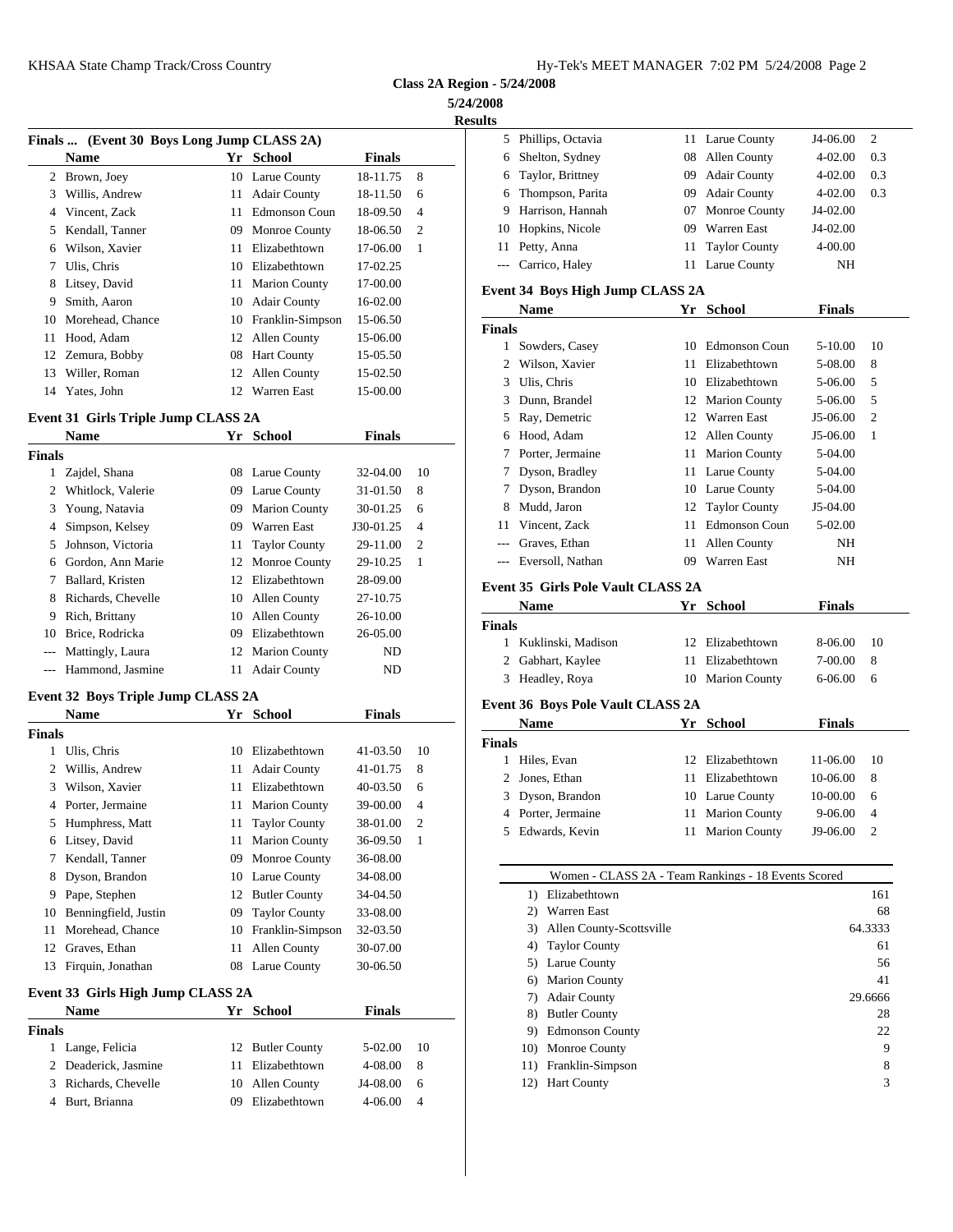**Class 2A Region - 5/24/2008**

**5/24/2008**

**Results**

### Finals ... (Event 30 Boys Long Jump CLASS 2A)

| | Name | Yr | School | Finals | |
|---|---|---|---|---|---|
| 2 | Brown, Joey | 10 | Larue County | 18-11.75 | 8 |
| 3 | Willis, Andrew | 11 | Adair County | 18-11.50 | 6 |
| 4 | Vincent, Zack | 11 | Edmonson Coun | 18-09.50 | 4 |
| 5 | Kendall, Tanner | 09 | Monroe County | 18-06.50 | 2 |
| 6 | Wilson, Xavier | 11 | Elizabethtown | 17-06.00 | 1 |
| 7 | Ulis, Chris | 10 | Elizabethtown | 17-02.25 | |
| 8 | Litsey, David | 11 | Marion County | 17-00.00 | |
| 9 | Smith, Aaron | 10 | Adair County | 16-02.00 | |
| 10 | Morehead, Chance | 10 | Franklin-Simpson | 15-06.50 | |
| 11 | Hood, Adam | 12 | Allen County | 15-06.00 | |
| 12 | Zemura, Bobby | 08 | Hart County | 15-05.50 | |
| 13 | Willer, Roman | 12 | Allen County | 15-02.50 | |
| 14 | Yates, John | 12 | Warren East | 15-00.00 | |

### Event 31 Girls Triple Jump CLASS 2A

| | Name | Yr | School | Finals | |
|---|---|---|---|---|---|
| **Finals** | | | | | |
| 1 | Zajdel, Shana | 08 | Larue County | 32-04.00 | 10 |
| 2 | Whitlock, Valerie | 09 | Larue County | 31-01.50 | 8 |
| 3 | Young, Natavia | 09 | Marion County | 30-01.25 | 6 |
| 4 | Simpson, Kelsey | 09 | Warren East | J30-01.25 | 4 |
| 5 | Johnson, Victoria | 11 | Taylor County | 29-11.00 | 2 |
| 6 | Gordon, Ann Marie | 12 | Monroe County | 29-10.25 | 1 |
| 7 | Ballard, Kristen | 12 | Elizabethtown | 28-09.00 | |
| 8 | Richards, Chevelle | 10 | Allen County | 27-10.75 | |
| 9 | Rich, Brittany | 10 | Allen County | 26-10.00 | |
| 10 | Brice, Rodricka | 09 | Elizabethtown | 26-05.00 | |
| --- | Mattingly, Laura | 12 | Marion County | ND | |
| --- | Hammond, Jasmine | 11 | Adair County | ND | |

### Event 32 Boys Triple Jump CLASS 2A

| | Name | Yr | School | Finals | |
|---|---|---|---|---|---|
| **Finals** | | | | | |
| 1 | Ulis, Chris | 10 | Elizabethtown | 41-03.50 | 10 |
| 2 | Willis, Andrew | 11 | Adair County | 41-01.75 | 8 |
| 3 | Wilson, Xavier | 11 | Elizabethtown | 40-03.50 | 6 |
| 4 | Porter, Jermaine | 11 | Marion County | 39-00.00 | 4 |
| 5 | Humphress, Matt | 11 | Taylor County | 38-01.00 | 2 |
| 6 | Litsey, David | 11 | Marion County | 36-09.50 | 1 |
| 7 | Kendall, Tanner | 09 | Monroe County | 36-08.00 | |
| 8 | Dyson, Brandon | 10 | Larue County | 34-08.00 | |
| 9 | Pape, Stephen | 12 | Butler County | 34-04.50 | |
| 10 | Benningfield, Justin | 09 | Taylor County | 33-08.00 | |
| 11 | Morehead, Chance | 10 | Franklin-Simpson | 32-03.50 | |
| 12 | Graves, Ethan | 11 | Allen County | 30-07.00 | |
| 13 | Firquin, Jonathan | 08 | Larue County | 30-06.50 | |

### Event 33 Girls High Jump CLASS 2A

| | Name | Yr | School | Finals | |
|---|---|---|---|---|---|
| **Finals** | | | | | |
| 1 | Lange, Felicia | 12 | Butler County | 5-02.00 | 10 |
| 2 | Deaderick, Jasmine | 11 | Elizabethtown | 4-08.00 | 8 |
| 3 | Richards, Chevelle | 10 | Allen County | J4-08.00 | 6 |
| 4 | Burt, Brianna | 09 | Elizabethtown | 4-06.00 | 4 |
| 5 | Phillips, Octavia | 11 | Larue County | J4-06.00 | 2 |
| 6 | Shelton, Sydney | 08 | Allen County | 4-02.00 | 0.3 |
| 6 | Taylor, Brittney | 09 | Adair County | 4-02.00 | 0.3 |
| 6 | Thompson, Parita | 09 | Adair County | 4-02.00 | 0.3 |
| 9 | Harrison, Hannah | 07 | Monroe County | J4-02.00 | |
| 10 | Hopkins, Nicole | 09 | Warren East | J4-02.00 | |
| 11 | Petty, Anna | 11 | Taylor County | 4-00.00 | |
| --- | Carrico, Haley | 11 | Larue County | NH | |

### Event 34 Boys High Jump CLASS 2A

| | Name | Yr | School | Finals | |
|---|---|---|---|---|---|
| **Finals** | | | | | |
| 1 | Sowders, Casey | 10 | Edmonson Coun | 5-10.00 | 10 |
| 2 | Wilson, Xavier | 11 | Elizabethtown | 5-08.00 | 8 |
| 3 | Ulis, Chris | 10 | Elizabethtown | 5-06.00 | 5 |
| 3 | Dunn, Brandel | 12 | Marion County | 5-06.00 | 5 |
| 5 | Ray, Demetric | 12 | Warren East | J5-06.00 | 2 |
| 6 | Hood, Adam | 12 | Allen County | J5-06.00 | 1 |
| 7 | Porter, Jermaine | 11 | Marion County | 5-04.00 | |
| 7 | Dyson, Bradley | 11 | Larue County | 5-04.00 | |
| 7 | Dyson, Brandon | 10 | Larue County | 5-04.00 | |
| 8 | Mudd, Jaron | 12 | Taylor County | J5-04.00 | |
| 11 | Vincent, Zack | 11 | Edmonson Coun | 5-02.00 | |
| --- | Graves, Ethan | 11 | Allen County | NH | |
| --- | Eversoll, Nathan | 09 | Warren East | NH | |

### Event 35 Girls Pole Vault CLASS 2A

| | Name | Yr | School | Finals | |
|---|---|---|---|---|---|
| **Finals** | | | | | |
| 1 | Kuklinski, Madison | 12 | Elizabethtown | 8-06.00 | 10 |
| 2 | Gabhart, Kaylee | 11 | Elizabethtown | 7-00.00 | 8 |
| 3 | Headley, Roya | 10 | Marion County | 6-06.00 | 6 |

### Event 36 Boys Pole Vault CLASS 2A

| | Name | Yr | School | Finals | |
|---|---|---|---|---|---|
| **Finals** | | | | | |
| 1 | Hiles, Evan | 12 | Elizabethtown | 11-06.00 | 10 |
| 2 | Jones, Ethan | 11 | Elizabethtown | 10-06.00 | 8 |
| 3 | Dyson, Brandon | 10 | Larue County | 10-00.00 | 6 |
| 4 | Porter, Jermaine | 11 | Marion County | 9-06.00 | 4 |
| 5 | Edwards, Kevin | 11 | Marion County | J9-06.00 | 2 |

### Women - CLASS 2A - Team Rankings - 18 Events Scored

| | Team | Points |
|---|---|---|
| 1) | Elizabethtown | 161 |
| 2) | Warren East | 68 |
| 3) | Allen County-Scottsville | 64.3333 |
| 4) | Taylor County | 61 |
| 5) | Larue County | 56 |
| 6) | Marion County | 41 |
| 7) | Adair County | 29.6666 |
| 8) | Butler County | 28 |
| 9) | Edmonson County | 22 |
| 10) | Monroe County | 9 |
| 11) | Franklin-Simpson | 8 |
| 12) | Hart County | 3 |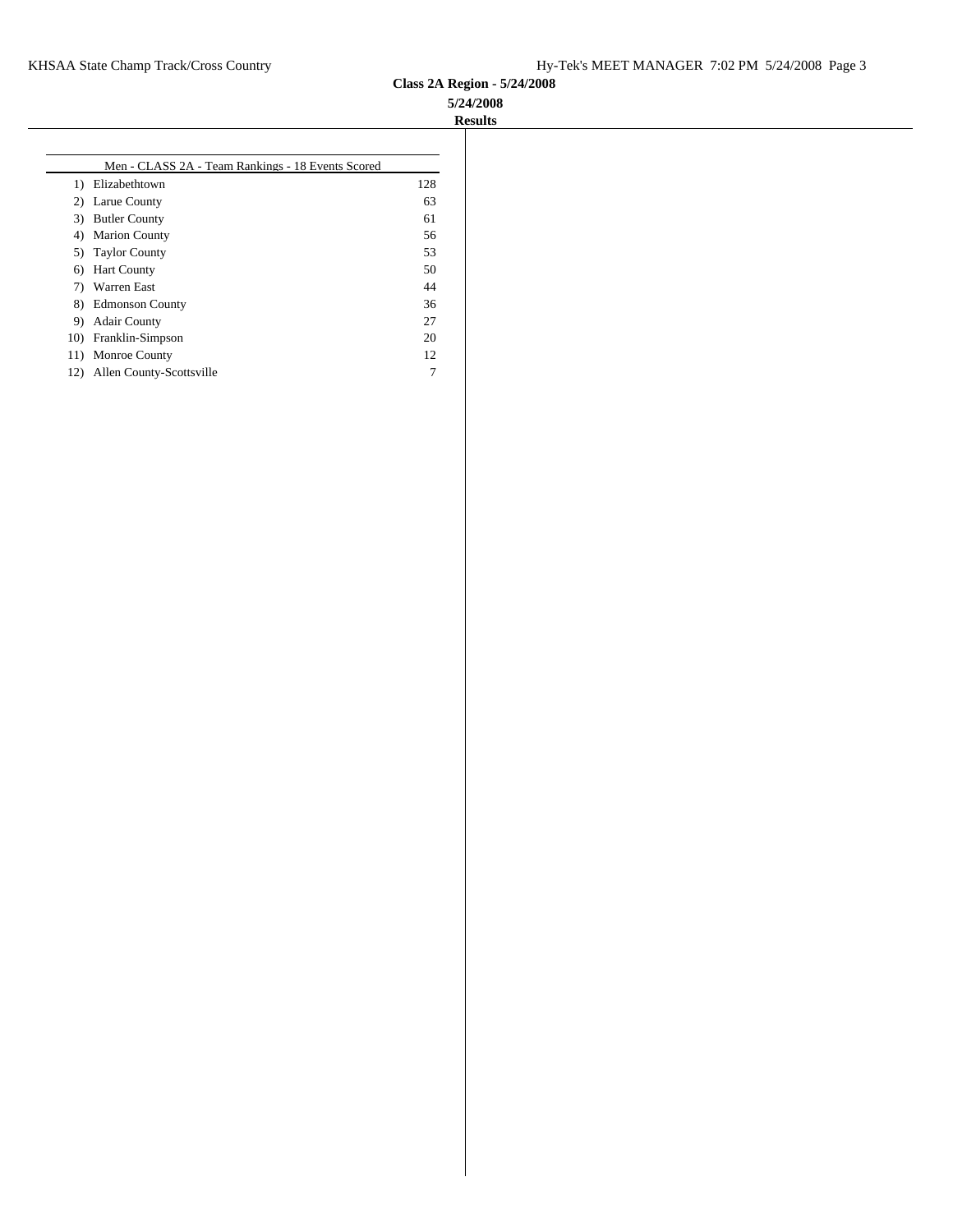Class 2A Region - 5/24/2008

5/24/2008

**Results**

Men - CLASS 2A - Team Rankings - 18 Events Scored

| | | |
|---|---|---|
| 1) | Elizabethtown | 128 |
| 2) | Larue County | 63 |
| 3) | Butler County | 61 |
| 4) | Marion County | 56 |
| 5) | Taylor County | 53 |
| 6) | Hart County | 50 |
| 7) | Warren East | 44 |
| 8) | Edmonson County | 36 |
| 9) | Adair County | 27 |
| 10) | Franklin-Simpson | 20 |
| 11) | Monroe County | 12 |
| 12) | Allen County-Scottsville | 7 |